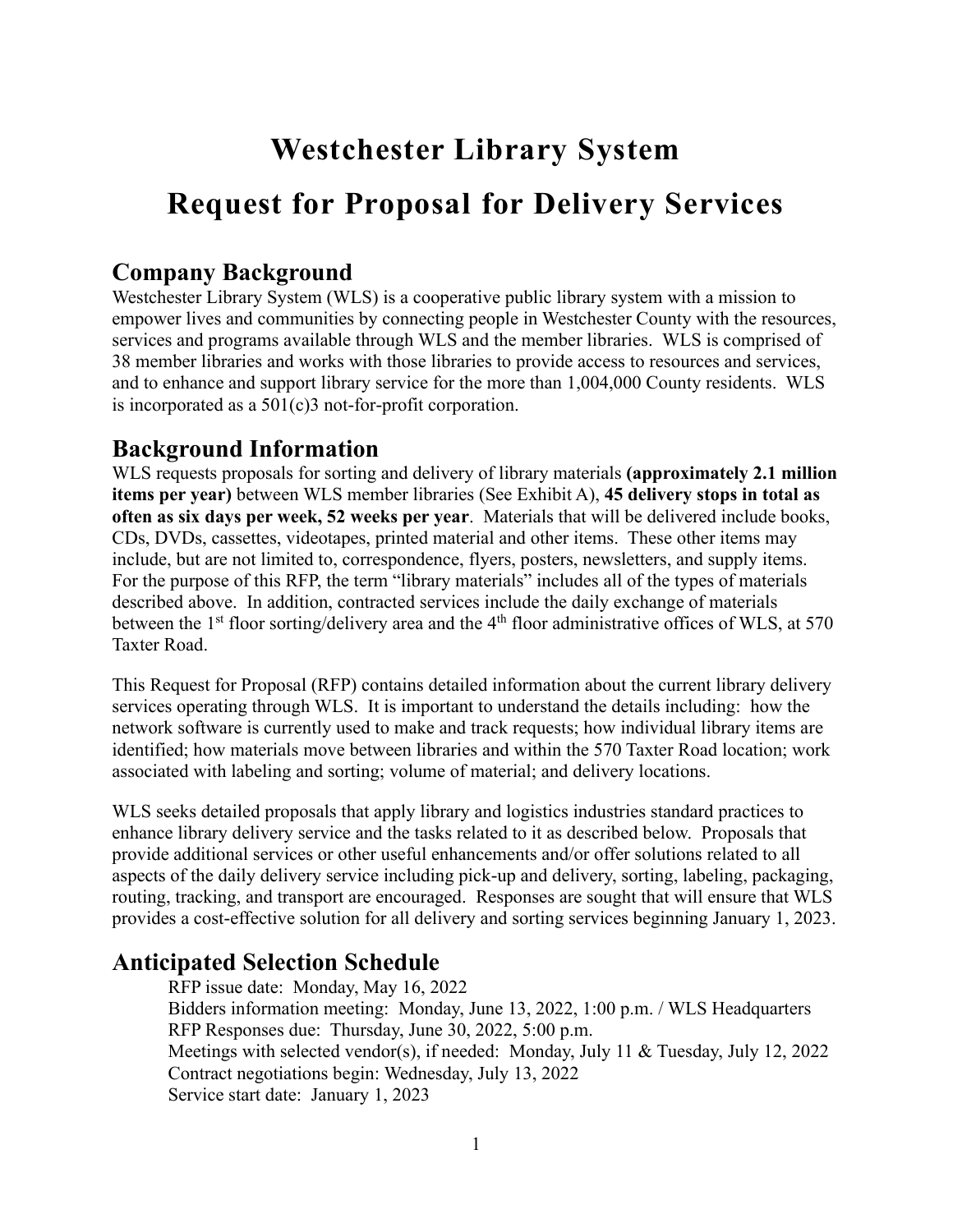# Westchester Library System

# Request for Proposal for Delivery Services

## Company Background

Westchester Library System (WLS) is a cooperative public library system with a mission to empower lives and communities by connecting people in Westchester County with the resources, services and programs available through WLS and the member libraries. WLS is comprised of 38 member libraries and works with those libraries to provide access to resources and services, and to enhance and support library service for the more than 1,004,000 County residents. WLS is incorporated as a 501(c)3 not-for-profit corporation.

## Background Information

WLS requests proposals for sorting and delivery of library materials **(approximately 2.1 million items per year)** between WLS member libraries (See Exhibit A), **45 delivery stops in total as often as six days per week, 52 weeks per year**. Materials that will be delivered include books, CDs, DVDs, cassettes, videotapes, printed material and other items. These other items may include, but are not limited to, correspondence, flyers, posters, newsletters, and supply items. For the purpose of this RFP, the term "library materials" includes all of the types of materials described above. In addition, contracted services include the daily exchange of materials between the 1st floor sorting/delivery area and the 4th floor administrative offices of WLS, at 570 Taxter Road.

This Request for Proposal (RFP) contains detailed information about the current library delivery services operating through WLS. It is important to understand the details including: how the network software is currently used to make and track requests; how individual library items are identified; how materials move between libraries and within the 570 Taxter Road location; work associated with labeling and sorting; volume of material; and delivery locations.

WLS seeks detailed proposals that apply library and logistics industries standard practices to enhance library delivery service and the tasks related to it as described below. Proposals that provide additional services or other useful enhancements and/or offer solutions related to all aspects of the daily delivery service including pick-up and delivery, sorting, labeling, packaging, routing, tracking, and transport are encouraged. Responses are sought that will ensure that WLS provides a cost-effective solution for all delivery and sorting services beginning January 1, 2023.

## Anticipated Selection Schedule

RFP issue date: Monday, May 16, 2022
Bidders information meeting: Monday, June 13, 2022, 1:00 p.m. / WLS Headquarters
RFP Responses due: Thursday, June 30, 2022, 5:00 p.m.
Meetings with selected vendor(s), if needed: Monday, July 11 & Tuesday, July 12, 2022
Contract negotiations begin: Wednesday, July 13, 2022
Service start date: January 1, 2023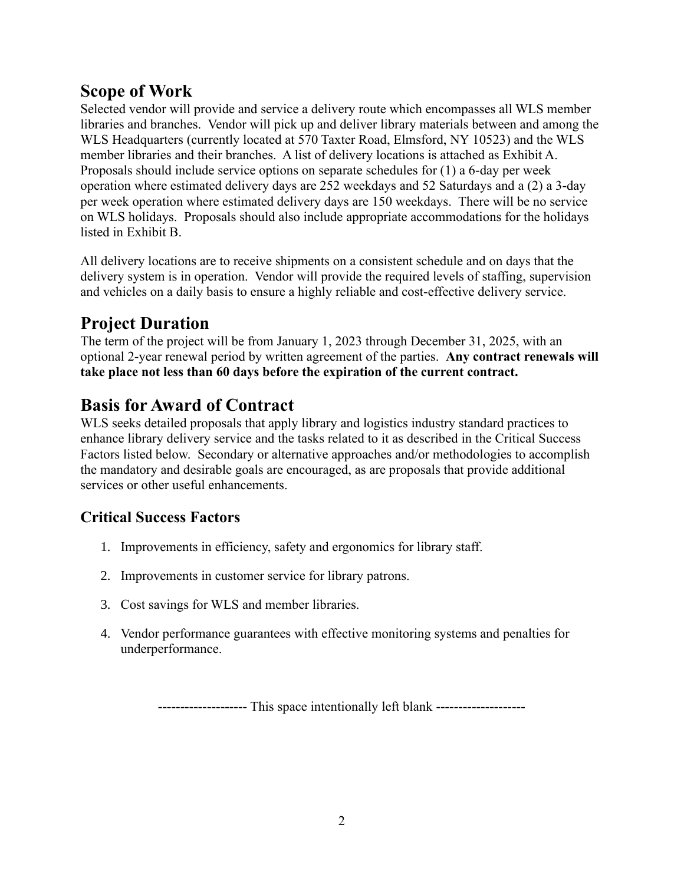## Scope of Work

Selected vendor will provide and service a delivery route which encompasses all WLS member libraries and branches. Vendor will pick up and deliver library materials between and among the WLS Headquarters (currently located at 570 Taxter Road, Elmsford, NY 10523) and the WLS member libraries and their branches. A list of delivery locations is attached as Exhibit A. Proposals should include service options on separate schedules for (1) a 6-day per week operation where estimated delivery days are 252 weekdays and 52 Saturdays and a (2) a 3-day per week operation where estimated delivery days are 150 weekdays. There will be no service on WLS holidays. Proposals should also include appropriate accommodations for the holidays listed in Exhibit B.

All delivery locations are to receive shipments on a consistent schedule and on days that the delivery system is in operation. Vendor will provide the required levels of staffing, supervision and vehicles on a daily basis to ensure a highly reliable and cost-effective delivery service.

## Project Duration

The term of the project will be from January 1, 2023 through December 31, 2025, with an optional 2-year renewal period by written agreement of the parties. **Any contract renewals will take place not less than 60 days before the expiration of the current contract.**

## Basis for Award of Contract

WLS seeks detailed proposals that apply library and logistics industry standard practices to enhance library delivery service and the tasks related to it as described in the Critical Success Factors listed below. Secondary or alternative approaches and/or methodologies to accomplish the mandatory and desirable goals are encouraged, as are proposals that provide additional services or other useful enhancements.

### Critical Success Factors

1. Improvements in efficiency, safety and ergonomics for library staff.
2. Improvements in customer service for library patrons.
3. Cost savings for WLS and member libraries.
4. Vendor performance guarantees with effective monitoring systems and penalties for underperformance.

-------------------- This space intentionally left blank --------------------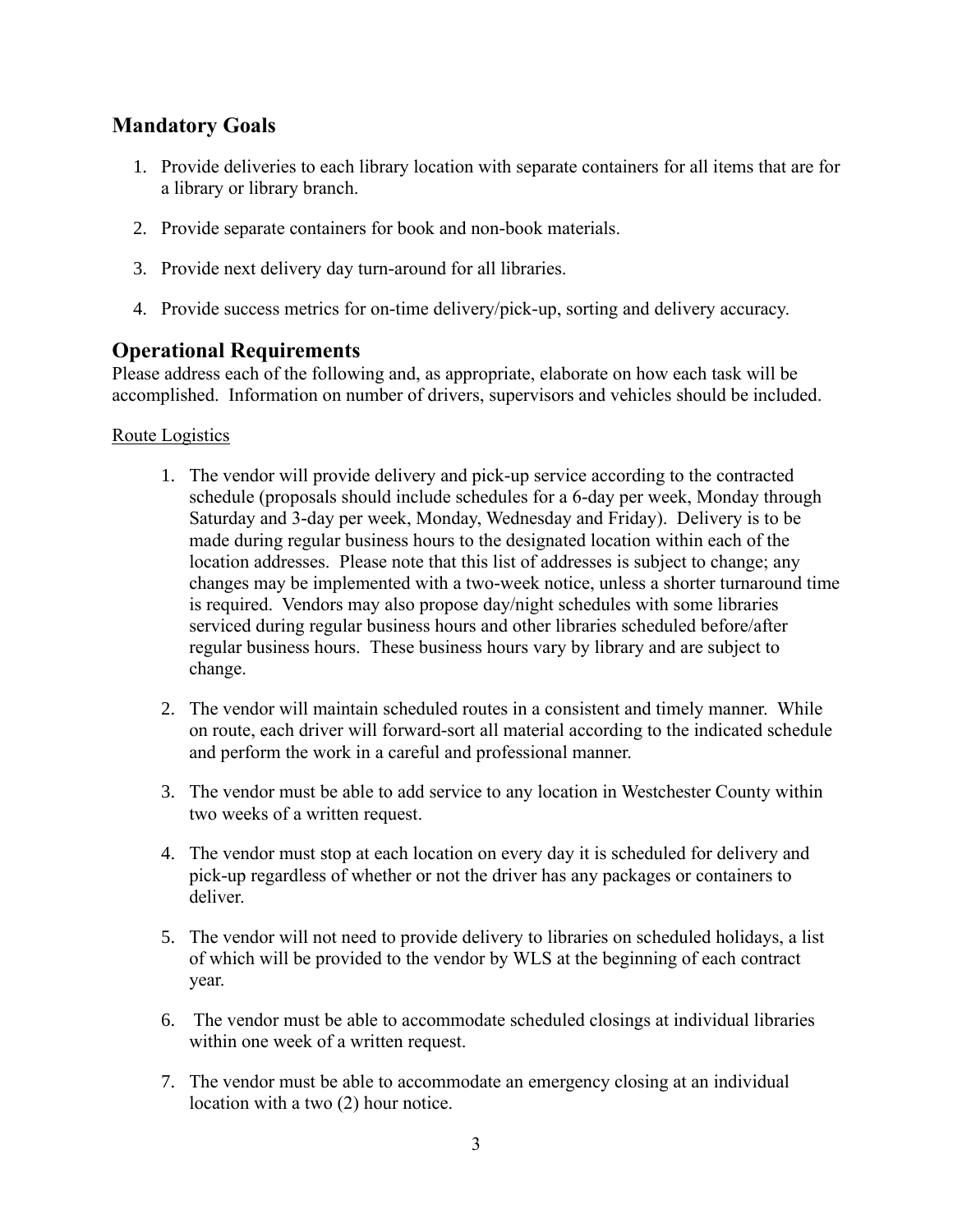## Mandatory Goals

1. Provide deliveries to each library location with separate containers for all items that are for a library or library branch.
2. Provide separate containers for book and non-book materials.
3. Provide next delivery day turn-around for all libraries.
4. Provide success metrics for on-time delivery/pick-up, sorting and delivery accuracy.

## Operational Requirements

Please address each of the following and, as appropriate, elaborate on how each task will be accomplished. Information on number of drivers, supervisors and vehicles should be included.

Route Logistics

1. The vendor will provide delivery and pick-up service according to the contracted schedule (proposals should include schedules for a 6-day per week, Monday through Saturday and 3-day per week, Monday, Wednesday and Friday). Delivery is to be made during regular business hours to the designated location within each of the location addresses. Please note that this list of addresses is subject to change; any changes may be implemented with a two-week notice, unless a shorter turnaround time is required. Vendors may also propose day/night schedules with some libraries serviced during regular business hours and other libraries scheduled before/after regular business hours. These business hours vary by library and are subject to change.
2. The vendor will maintain scheduled routes in a consistent and timely manner. While on route, each driver will forward-sort all material according to the indicated schedule and perform the work in a careful and professional manner.
3. The vendor must be able to add service to any location in Westchester County within two weeks of a written request.
4. The vendor must stop at each location on every day it is scheduled for delivery and pick-up regardless of whether or not the driver has any packages or containers to deliver.
5. The vendor will not need to provide delivery to libraries on scheduled holidays, a list of which will be provided to the vendor by WLS at the beginning of each contract year.
6. The vendor must be able to accommodate scheduled closings at individual libraries within one week of a written request.
7. The vendor must be able to accommodate an emergency closing at an individual location with a two (2) hour notice.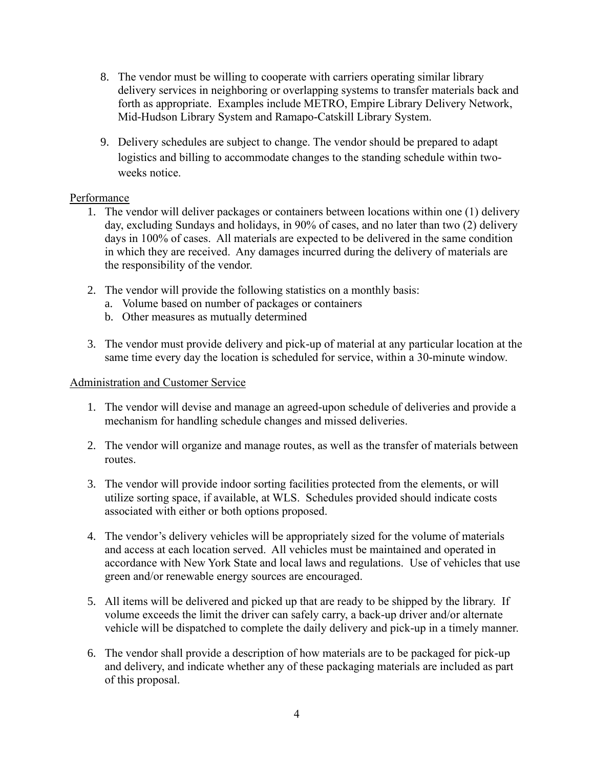8. The vendor must be willing to cooperate with carriers operating similar library delivery services in neighboring or overlapping systems to transfer materials back and forth as appropriate. Examples include METRO, Empire Library Delivery Network, Mid-Hudson Library System and Ramapo-Catskill Library System.

9. Delivery schedules are subject to change. The vendor should be prepared to adapt logistics and billing to accommodate changes to the standing schedule within two-weeks notice.

Performance

1. The vendor will deliver packages or containers between locations within one (1) delivery day, excluding Sundays and holidays, in 90% of cases, and no later than two (2) delivery days in 100% of cases. All materials are expected to be delivered in the same condition in which they are received. Any damages incurred during the delivery of materials are the responsibility of the vendor.

2. The vendor will provide the following statistics on a monthly basis:
   a. Volume based on number of packages or containers
   b. Other measures as mutually determined

3. The vendor must provide delivery and pick-up of material at any particular location at the same time every day the location is scheduled for service, within a 30-minute window.

Administration and Customer Service

1. The vendor will devise and manage an agreed-upon schedule of deliveries and provide a mechanism for handling schedule changes and missed deliveries.

2. The vendor will organize and manage routes, as well as the transfer of materials between routes.

3. The vendor will provide indoor sorting facilities protected from the elements, or will utilize sorting space, if available, at WLS. Schedules provided should indicate costs associated with either or both options proposed.

4. The vendor's delivery vehicles will be appropriately sized for the volume of materials and access at each location served. All vehicles must be maintained and operated in accordance with New York State and local laws and regulations. Use of vehicles that use green and/or renewable energy sources are encouraged.

5. All items will be delivered and picked up that are ready to be shipped by the library. If volume exceeds the limit the driver can safely carry, a back-up driver and/or alternate vehicle will be dispatched to complete the daily delivery and pick-up in a timely manner.

6. The vendor shall provide a description of how materials are to be packaged for pick-up and delivery, and indicate whether any of these packaging materials are included as part of this proposal.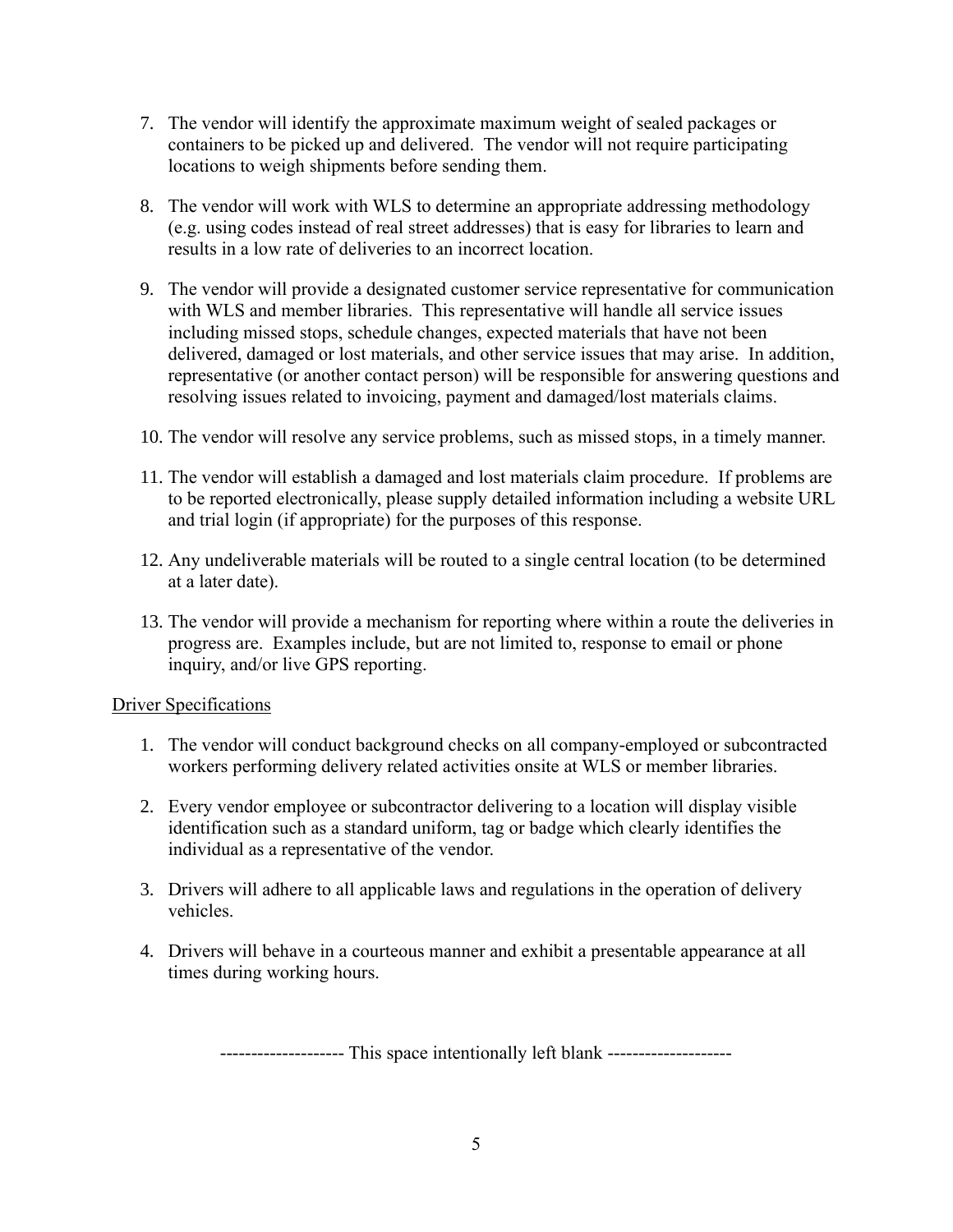7. The vendor will identify the approximate maximum weight of sealed packages or containers to be picked up and delivered. The vendor will not require participating locations to weigh shipments before sending them.

8. The vendor will work with WLS to determine an appropriate addressing methodology (e.g. using codes instead of real street addresses) that is easy for libraries to learn and results in a low rate of deliveries to an incorrect location.

9. The vendor will provide a designated customer service representative for communication with WLS and member libraries. This representative will handle all service issues including missed stops, schedule changes, expected materials that have not been delivered, damaged or lost materials, and other service issues that may arise. In addition, representative (or another contact person) will be responsible for answering questions and resolving issues related to invoicing, payment and damaged/lost materials claims.

10. The vendor will resolve any service problems, such as missed stops, in a timely manner.

11. The vendor will establish a damaged and lost materials claim procedure. If problems are to be reported electronically, please supply detailed information including a website URL and trial login (if appropriate) for the purposes of this response.

12. Any undeliverable materials will be routed to a single central location (to be determined at a later date).

13. The vendor will provide a mechanism for reporting where within a route the deliveries in progress are. Examples include, but are not limited to, response to email or phone inquiry, and/or live GPS reporting.

<u>Driver Specifications</u>

1. The vendor will conduct background checks on all company-employed or subcontracted workers performing delivery related activities onsite at WLS or member libraries.

2. Every vendor employee or subcontractor delivering to a location will display visible identification such as a standard uniform, tag or badge which clearly identifies the individual as a representative of the vendor.

3. Drivers will adhere to all applicable laws and regulations in the operation of delivery vehicles.

4. Drivers will behave in a courteous manner and exhibit a presentable appearance at all times during working hours.

-------------------- This space intentionally left blank --------------------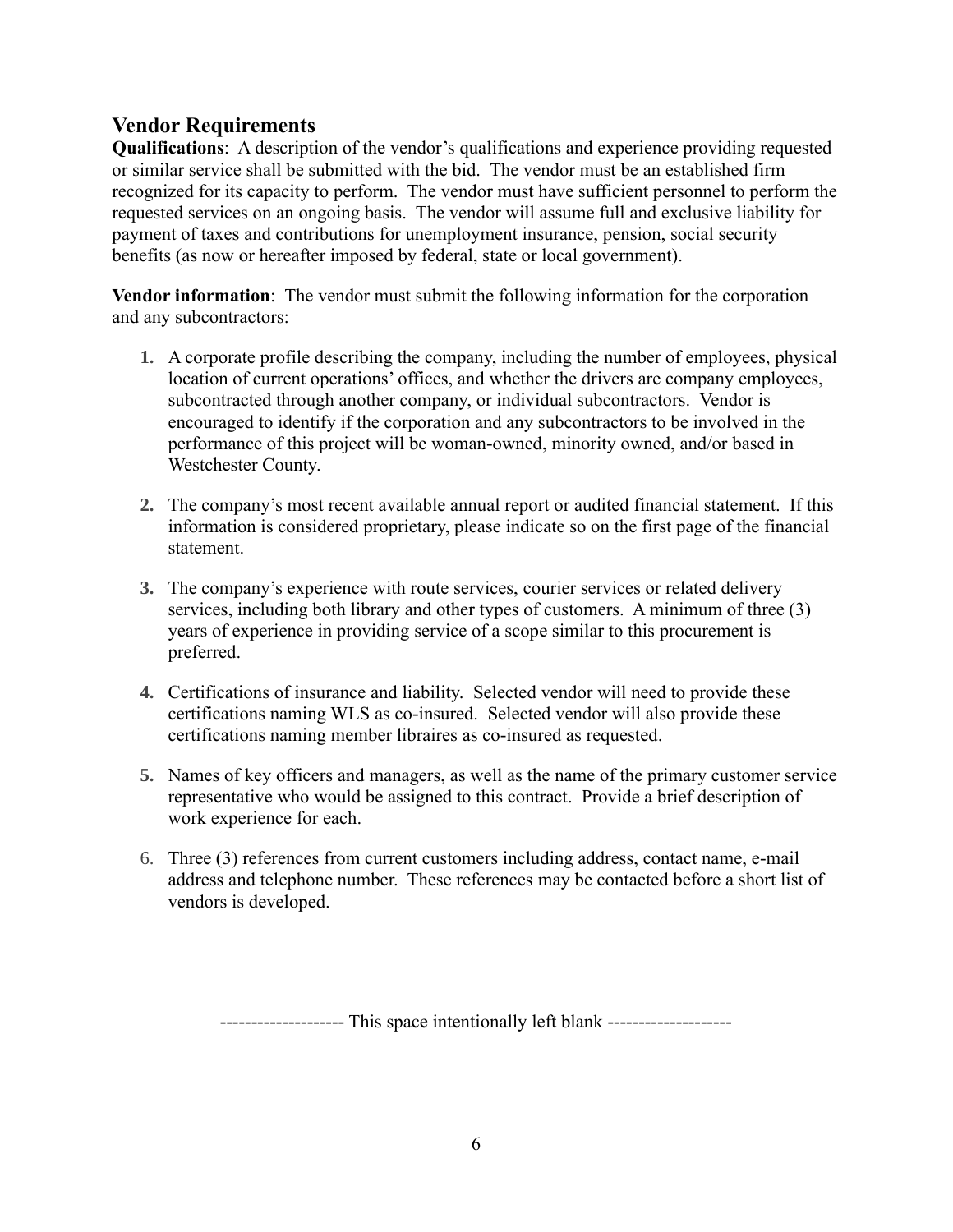## Vendor Requirements

**Qualifications**: A description of the vendor's qualifications and experience providing requested or similar service shall be submitted with the bid. The vendor must be an established firm recognized for its capacity to perform. The vendor must have sufficient personnel to perform the requested services on an ongoing basis. The vendor will assume full and exclusive liability for payment of taxes and contributions for unemployment insurance, pension, social security benefits (as now or hereafter imposed by federal, state or local government).

**Vendor information**: The vendor must submit the following information for the corporation and any subcontractors:

1. A corporate profile describing the company, including the number of employees, physical location of current operations' offices, and whether the drivers are company employees, subcontracted through another company, or individual subcontractors. Vendor is encouraged to identify if the corporation and any subcontractors to be involved in the performance of this project will be woman-owned, minority owned, and/or based in Westchester County.

2. The company's most recent available annual report or audited financial statement. If this information is considered proprietary, please indicate so on the first page of the financial statement.

3. The company's experience with route services, courier services or related delivery services, including both library and other types of customers. A minimum of three (3) years of experience in providing service of a scope similar to this procurement is preferred.

4. Certifications of insurance and liability. Selected vendor will need to provide these certifications naming WLS as co-insured. Selected vendor will also provide these certifications naming member libraires as co-insured as requested.

5. Names of key officers and managers, as well as the name of the primary customer service representative who would be assigned to this contract. Provide a brief description of work experience for each.

6. Three (3) references from current customers including address, contact name, e-mail address and telephone number. These references may be contacted before a short list of vendors is developed.

-------------------- This space intentionally left blank --------------------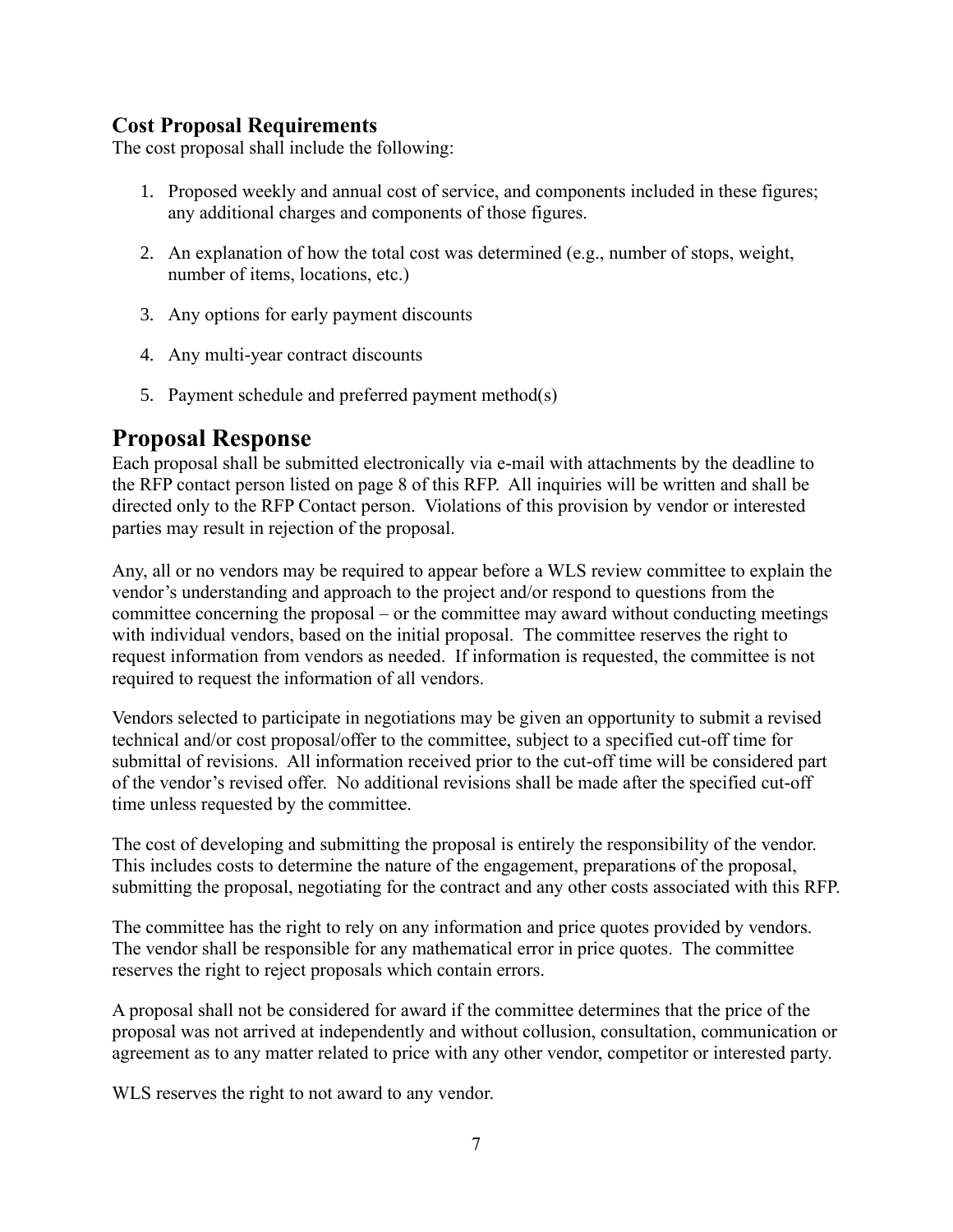### Cost Proposal Requirements

The cost proposal shall include the following:

1. Proposed weekly and annual cost of service, and components included in these figures; any additional charges and components of those figures.

2. An explanation of how the total cost was determined (e.g., number of stops, weight, number of items, locations, etc.)

3. Any options for early payment discounts

4. Any multi-year contract discounts

5. Payment schedule and preferred payment method(s)

## Proposal Response

Each proposal shall be submitted electronically via e-mail with attachments by the deadline to the RFP contact person listed on page 8 of this RFP. All inquiries will be written and shall be directed only to the RFP Contact person. Violations of this provision by vendor or interested parties may result in rejection of the proposal.

Any, all or no vendors may be required to appear before a WLS review committee to explain the vendor's understanding and approach to the project and/or respond to questions from the committee concerning the proposal – or the committee may award without conducting meetings with individual vendors, based on the initial proposal. The committee reserves the right to request information from vendors as needed. If information is requested, the committee is not required to request the information of all vendors.

Vendors selected to participate in negotiations may be given an opportunity to submit a revised technical and/or cost proposal/offer to the committee, subject to a specified cut-off time for submittal of revisions. All information received prior to the cut-off time will be considered part of the vendor's revised offer. No additional revisions shall be made after the specified cut-off time unless requested by the committee.

The cost of developing and submitting the proposal is entirely the responsibility of the vendor. This includes costs to determine the nature of the engagement, preparations of the proposal, submitting the proposal, negotiating for the contract and any other costs associated with this RFP.

The committee has the right to rely on any information and price quotes provided by vendors. The vendor shall be responsible for any mathematical error in price quotes. The committee reserves the right to reject proposals which contain errors.

A proposal shall not be considered for award if the committee determines that the price of the proposal was not arrived at independently and without collusion, consultation, communication or agreement as to any matter related to price with any other vendor, competitor or interested party.

WLS reserves the right to not award to any vendor.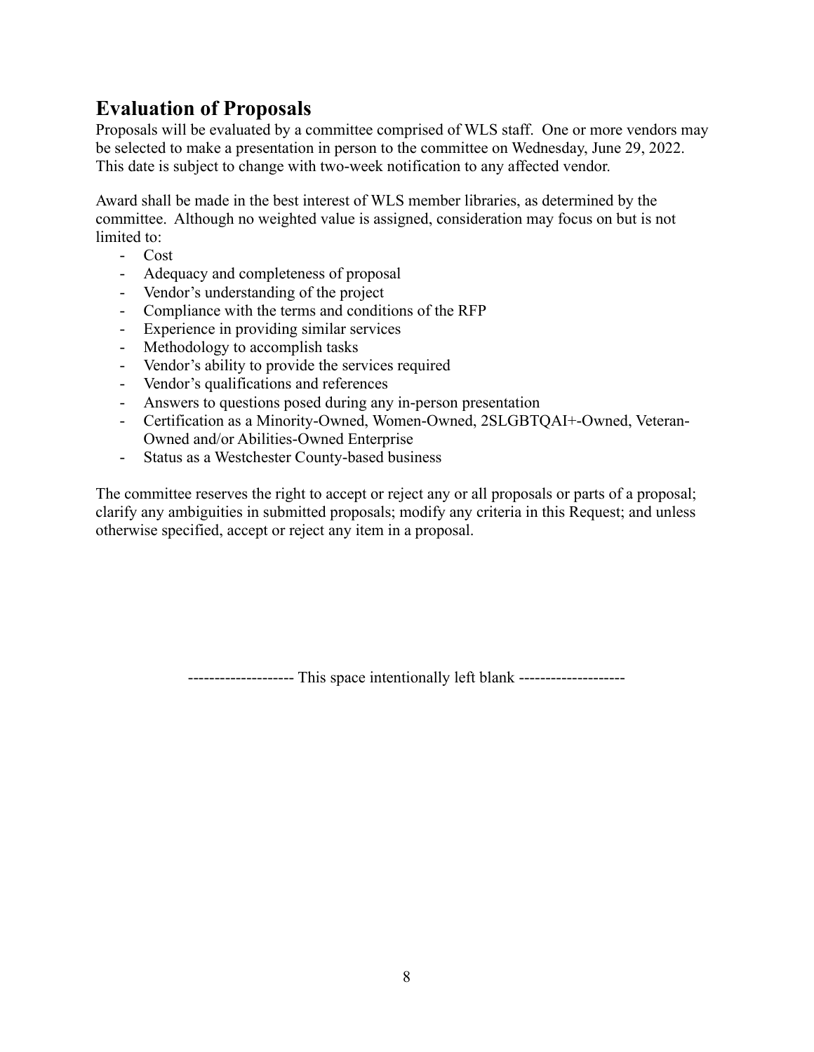## Evaluation of Proposals

Proposals will be evaluated by a committee comprised of WLS staff. One or more vendors may be selected to make a presentation in person to the committee on Wednesday, June 29, 2022. This date is subject to change with two-week notification to any affected vendor.

Award shall be made in the best interest of WLS member libraries, as determined by the committee. Although no weighted value is assigned, consideration may focus on but is not limited to:

- Cost
- Adequacy and completeness of proposal
- Vendor's understanding of the project
- Compliance with the terms and conditions of the RFP
- Experience in providing similar services
- Methodology to accomplish tasks
- Vendor's ability to provide the services required
- Vendor's qualifications and references
- Answers to questions posed during any in-person presentation
- Certification as a Minority-Owned, Women-Owned, 2SLGBTQAI+-Owned, Veteran-Owned and/or Abilities-Owned Enterprise
- Status as a Westchester County-based business

The committee reserves the right to accept or reject any or all proposals or parts of a proposal; clarify any ambiguities in submitted proposals; modify any criteria in this Request; and unless otherwise specified, accept or reject any item in a proposal.

------------------- This space intentionally left blank -------------------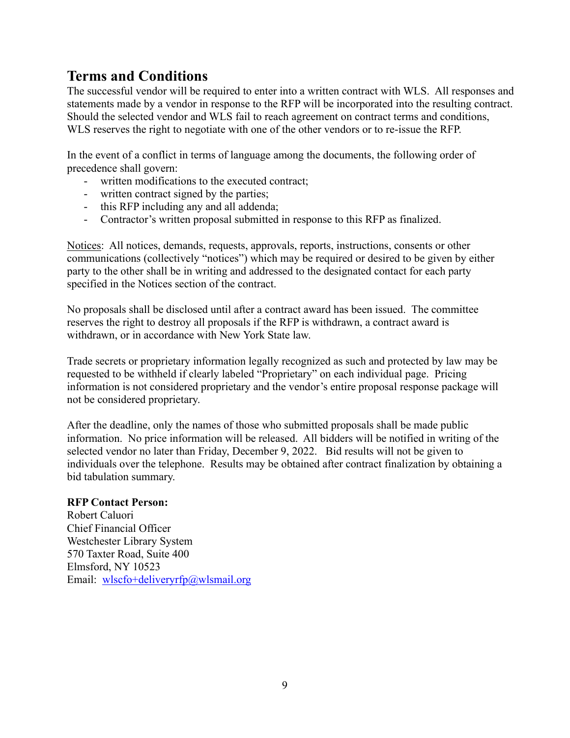## Terms and Conditions

The successful vendor will be required to enter into a written contract with WLS. All responses and statements made by a vendor in response to the RFP will be incorporated into the resulting contract. Should the selected vendor and WLS fail to reach agreement on contract terms and conditions, WLS reserves the right to negotiate with one of the other vendors or to re-issue the RFP.

In the event of a conflict in terms of language among the documents, the following order of precedence shall govern:

- written modifications to the executed contract;
- written contract signed by the parties;
- this RFP including any and all addenda;
- Contractor's written proposal submitted in response to this RFP as finalized.

Notices: All notices, demands, requests, approvals, reports, instructions, consents or other communications (collectively "notices") which may be required or desired to be given by either party to the other shall be in writing and addressed to the designated contact for each party specified in the Notices section of the contract.

No proposals shall be disclosed until after a contract award has been issued. The committee reserves the right to destroy all proposals if the RFP is withdrawn, a contract award is withdrawn, or in accordance with New York State law.

Trade secrets or proprietary information legally recognized as such and protected by law may be requested to be withheld if clearly labeled "Proprietary" on each individual page. Pricing information is not considered proprietary and the vendor's entire proposal response package will not be considered proprietary.

After the deadline, only the names of those who submitted proposals shall be made public information. No price information will be released. All bidders will be notified in writing of the selected vendor no later than Friday, December 9, 2022. Bid results will not be given to individuals over the telephone. Results may be obtained after contract finalization by obtaining a bid tabulation summary.

**RFP Contact Person:**
Robert Caluori
Chief Financial Officer
Westchester Library System
570 Taxter Road, Suite 400
Elmsford, NY 10523
Email: wlscfo+deliveryrfp@wlsmail.org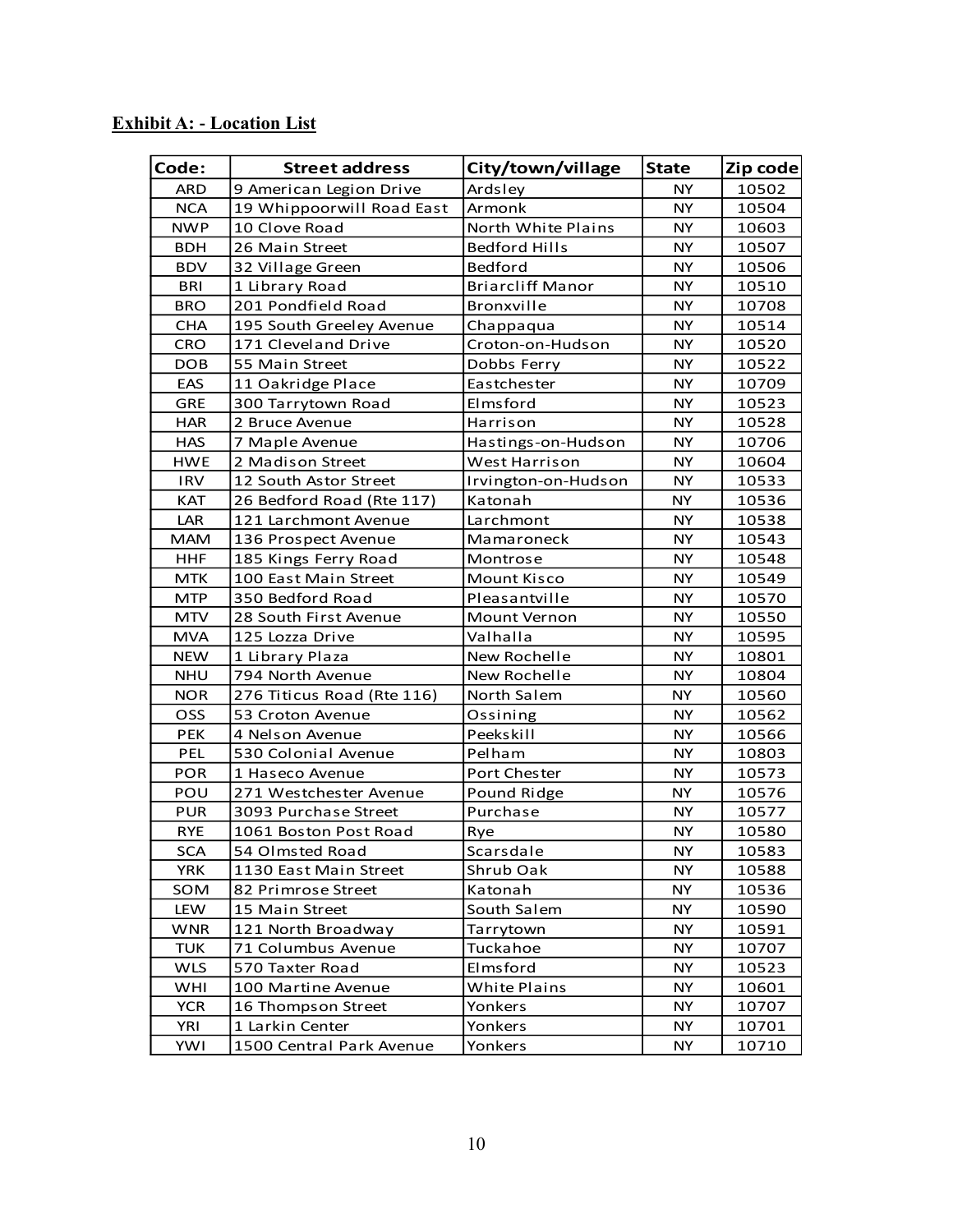**Exhibit A: - Location List**

| Code: | Street address | City/town/village | State | Zip code |
|---|---|---|---|---|
| ARD | 9 American Legion Drive | Ardsley | NY | 10502 |
| NCA | 19 Whippoorwill Road East | Armonk | NY | 10504 |
| NWP | 10 Clove Road | North White Plains | NY | 10603 |
| BDH | 26 Main Street | Bedford Hills | NY | 10507 |
| BDV | 32 Village Green | Bedford | NY | 10506 |
| BRI | 1 Library Road | Briarcliff Manor | NY | 10510 |
| BRO | 201 Pondfield Road | Bronxville | NY | 10708 |
| CHA | 195 South Greeley Avenue | Chappaqua | NY | 10514 |
| CRO | 171 Cleveland Drive | Croton-on-Hudson | NY | 10520 |
| DOB | 55 Main Street | Dobbs Ferry | NY | 10522 |
| EAS | 11 Oakridge Place | Eastchester | NY | 10709 |
| GRE | 300 Tarrytown Road | Elmsford | NY | 10523 |
| HAR | 2 Bruce Avenue | Harrison | NY | 10528 |
| HAS | 7 Maple Avenue | Hastings-on-Hudson | NY | 10706 |
| HWE | 2 Madison Street | West Harrison | NY | 10604 |
| IRV | 12 South Astor Street | Irvington-on-Hudson | NY | 10533 |
| KAT | 26 Bedford Road (Rte 117) | Katonah | NY | 10536 |
| LAR | 121 Larchmont Avenue | Larchmont | NY | 10538 |
| MAM | 136 Prospect Avenue | Mamaroneck | NY | 10543 |
| HHF | 185 Kings Ferry Road | Montrose | NY | 10548 |
| MTK | 100 East Main Street | Mount Kisco | NY | 10549 |
| MTP | 350 Bedford Road | Pleasantville | NY | 10570 |
| MTV | 28 South First Avenue | Mount Vernon | NY | 10550 |
| MVA | 125 Lozza Drive | Valhalla | NY | 10595 |
| NEW | 1 Library Plaza | New Rochelle | NY | 10801 |
| NHU | 794 North Avenue | New Rochelle | NY | 10804 |
| NOR | 276 Titicus Road (Rte 116) | North Salem | NY | 10560 |
| OSS | 53 Croton Avenue | Ossining | NY | 10562 |
| PEK | 4 Nelson Avenue | Peekskill | NY | 10566 |
| PEL | 530 Colonial Avenue | Pelham | NY | 10803 |
| POR | 1 Haseco Avenue | Port Chester | NY | 10573 |
| POU | 271 Westchester Avenue | Pound Ridge | NY | 10576 |
| PUR | 3093 Purchase Street | Purchase | NY | 10577 |
| RYE | 1061 Boston Post Road | Rye | NY | 10580 |
| SCA | 54 Olmsted Road | Scarsdale | NY | 10583 |
| YRK | 1130 East Main Street | Shrub Oak | NY | 10588 |
| SOM | 82 Primrose Street | Katonah | NY | 10536 |
| LEW | 15 Main Street | South Salem | NY | 10590 |
| WNR | 121 North Broadway | Tarrytown | NY | 10591 |
| TUK | 71 Columbus Avenue | Tuckahoe | NY | 10707 |
| WLS | 570 Taxter Road | Elmsford | NY | 10523 |
| WHI | 100 Martine Avenue | White Plains | NY | 10601 |
| YCR | 16 Thompson Street | Yonkers | NY | 10707 |
| YRI | 1 Larkin Center | Yonkers | NY | 10701 |
| YWI | 1500 Central Park Avenue | Yonkers | NY | 10710 |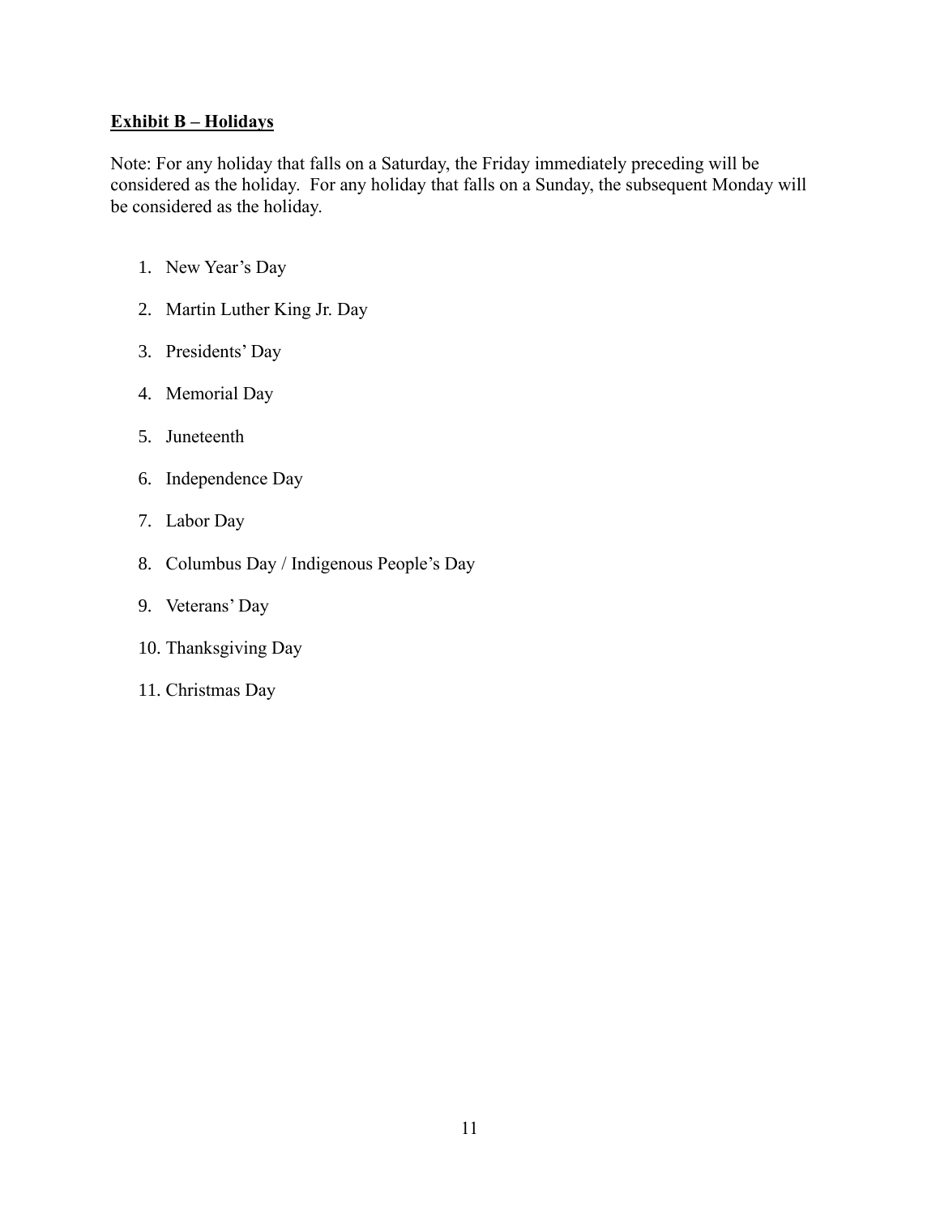**Exhibit B – Holidays**

Note: For any holiday that falls on a Saturday, the Friday immediately preceding will be considered as the holiday. For any holiday that falls on a Sunday, the subsequent Monday will be considered as the holiday.

1. New Year's Day
2. Martin Luther King Jr. Day
3. Presidents' Day
4. Memorial Day
5. Juneteenth
6. Independence Day
7. Labor Day
8. Columbus Day / Indigenous People's Day
9. Veterans' Day
10. Thanksgiving Day
11. Christmas Day